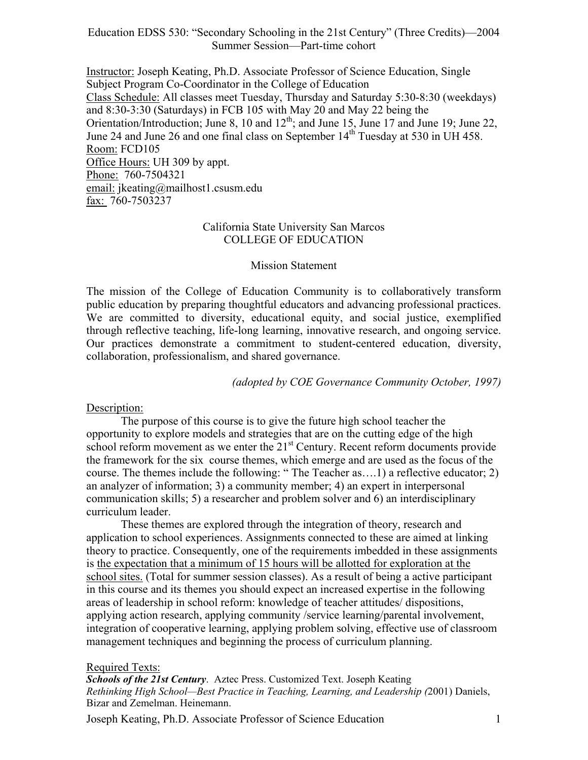Education EDSS 530: "Secondary Schooling in the 21st Century" (Three Credits)—2004 Summer Session—Part-time cohort

Instructor: Joseph Keating, Ph.D. Associate Professor of Science Education, Single Subject Program Co-Coordinator in the College of Education
Class Schedule: All classes meet Tuesday, Thursday and Saturday 5:30-8:30 (weekdays) and 8:30-3:30 (Saturdays) in FCB 105 with May 20 and May 22 being the Orientation/Introduction; June 8, 10 and 12th; and June 15, June 17 and June 19; June 22, June 24 and June 26 and one final class on September 14th Tuesday at 530 in UH 458.
Room: FCD105
Office Hours: UH 309 by appt.
Phone: 760-7504321
email: jkeating@mailhost1.csusm.edu
fax: 760-7503237

California State University San Marcos
COLLEGE OF EDUCATION

Mission Statement

The mission of the College of Education Community is to collaboratively transform public education by preparing thoughtful educators and advancing professional practices. We are committed to diversity, educational equity, and social justice, exemplified through reflective teaching, life-long learning, innovative research, and ongoing service. Our practices demonstrate a commitment to student-centered education, diversity, collaboration, professionalism, and shared governance.

*(adopted by COE Governance Community October, 1997)*

Description:

The purpose of this course is to give the future high school teacher the opportunity to explore models and strategies that are on the cutting edge of the high school reform movement as we enter the 21st Century. Recent reform documents provide the framework for the six course themes, which emerge and are used as the focus of the course. The themes include the following: " The Teacher as….1) a reflective educator; 2) an analyzer of information; 3) a community member; 4) an expert in interpersonal communication skills; 5) a researcher and problem solver and 6) an interdisciplinary curriculum leader.

These themes are explored through the integration of theory, research and application to school experiences. Assignments connected to these are aimed at linking theory to practice. Consequently, one of the requirements imbedded in these assignments is the expectation that a minimum of 15 hours will be allotted for exploration at the school sites. (Total for summer session classes). As a result of being a active participant in this course and its themes you should expect an increased expertise in the following areas of leadership in school reform: knowledge of teacher attitudes/ dispositions, applying action research, applying community /service learning/parental involvement, integration of cooperative learning, applying problem solving, effective use of classroom management techniques and beginning the process of curriculum planning.

Required Texts:
***Schools of the 21st Century***. Aztec Press. Customized Text. Joseph Keating
*Rethinking High School—Best Practice in Teaching, Learning, and Leadership (*2001) Daniels, Bizar and Zemelman. Heinemann.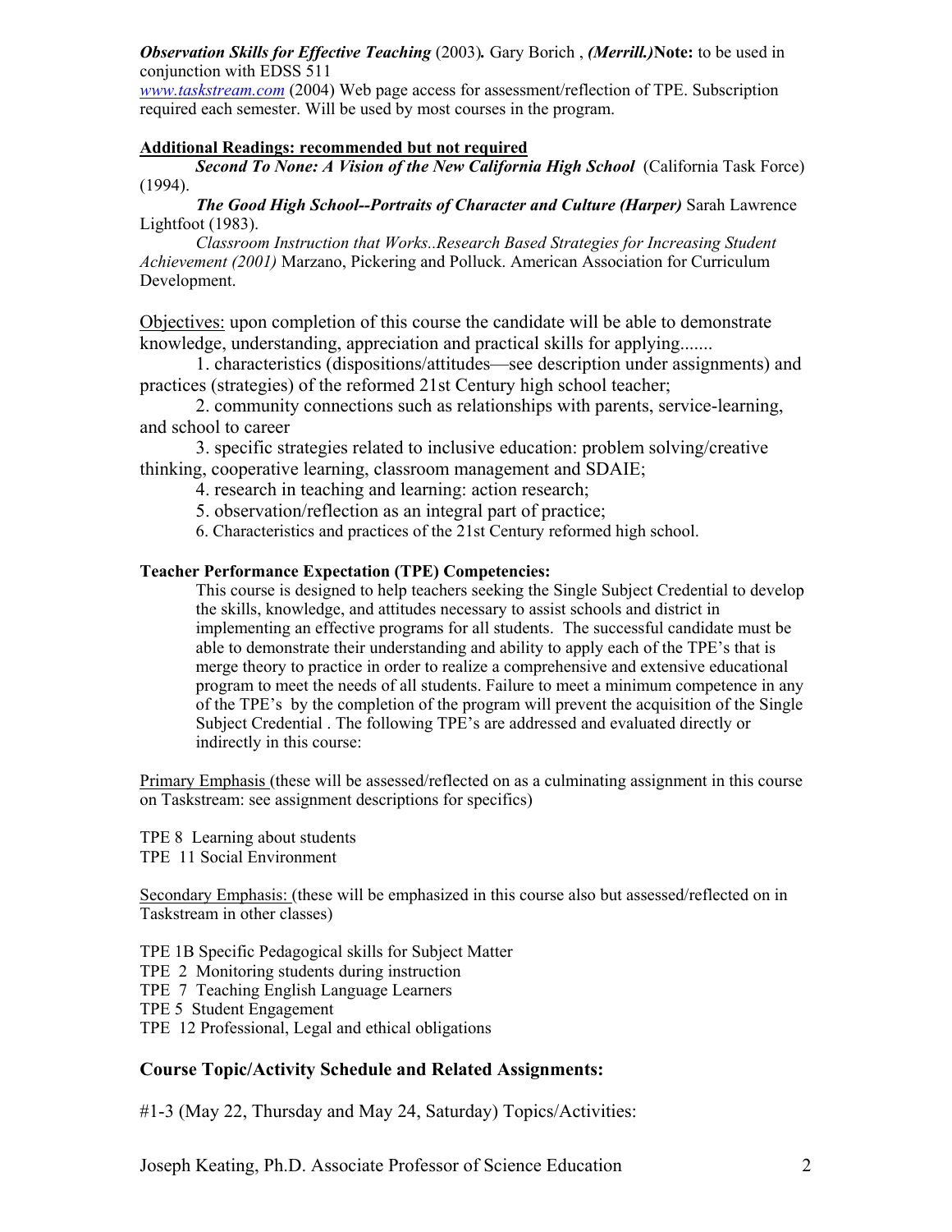***Observation Skills for Effective Teaching*** (2003)***.*** Gary Borich , ***(Merrill.)*****Note:** to be used in conjunction with EDSS 511

*www.taskstream.com* (2004) Web page access for assessment/reflection of TPE. Subscription required each semester. Will be used by most courses in the program.

**Additional Readings: recommended but not required**

***Second To None: A Vision of the New California High School*** (California Task Force) (1994).

***The Good High School--Portraits of Character and Culture (Harper)*** Sarah Lawrence Lightfoot (1983).

*Classroom Instruction that Works..Research Based Strategies for Increasing Student Achievement (2001)* Marzano, Pickering and Polluck. American Association for Curriculum Development.

Objectives: upon completion of this course the candidate will be able to demonstrate knowledge, understanding, appreciation and practical skills for applying.......

1. characteristics (dispositions/attitudes—see description under assignments) and practices (strategies) of the reformed 21st Century high school teacher;
2. community connections such as relationships with parents, service-learning, and school to career
3. specific strategies related to inclusive education: problem solving/creative thinking, cooperative learning, classroom management and SDAIE;
4. research in teaching and learning: action research;
5. observation/reflection as an integral part of practice;
6. Characteristics and practices of the 21st Century reformed high school.

**Teacher Performance Expectation (TPE) Competencies:**

This course is designed to help teachers seeking the Single Subject Credential to develop the skills, knowledge, and attitudes necessary to assist schools and district in implementing an effective programs for all students. The successful candidate must be able to demonstrate their understanding and ability to apply each of the TPE's that is merge theory to practice in order to realize a comprehensive and extensive educational program to meet the needs of all students. Failure to meet a minimum competence in any of the TPE's by the completion of the program will prevent the acquisition of the Single Subject Credential . The following TPE's are addressed and evaluated directly or indirectly in this course:

Primary Emphasis (these will be assessed/reflected on as a culminating assignment in this course on Taskstream: see assignment descriptions for specifics)

TPE 8 Learning about students
TPE 11 Social Environment

Secondary Emphasis: (these will be emphasized in this course also but assessed/reflected on in Taskstream in other classes)

TPE 1B Specific Pedagogical skills for Subject Matter
TPE 2 Monitoring students during instruction
TPE 7 Teaching English Language Learners
TPE 5 Student Engagement
TPE 12 Professional, Legal and ethical obligations

### Course Topic/Activity Schedule and Related Assignments:

#1-3 (May 22, Thursday and May 24, Saturday) Topics/Activities: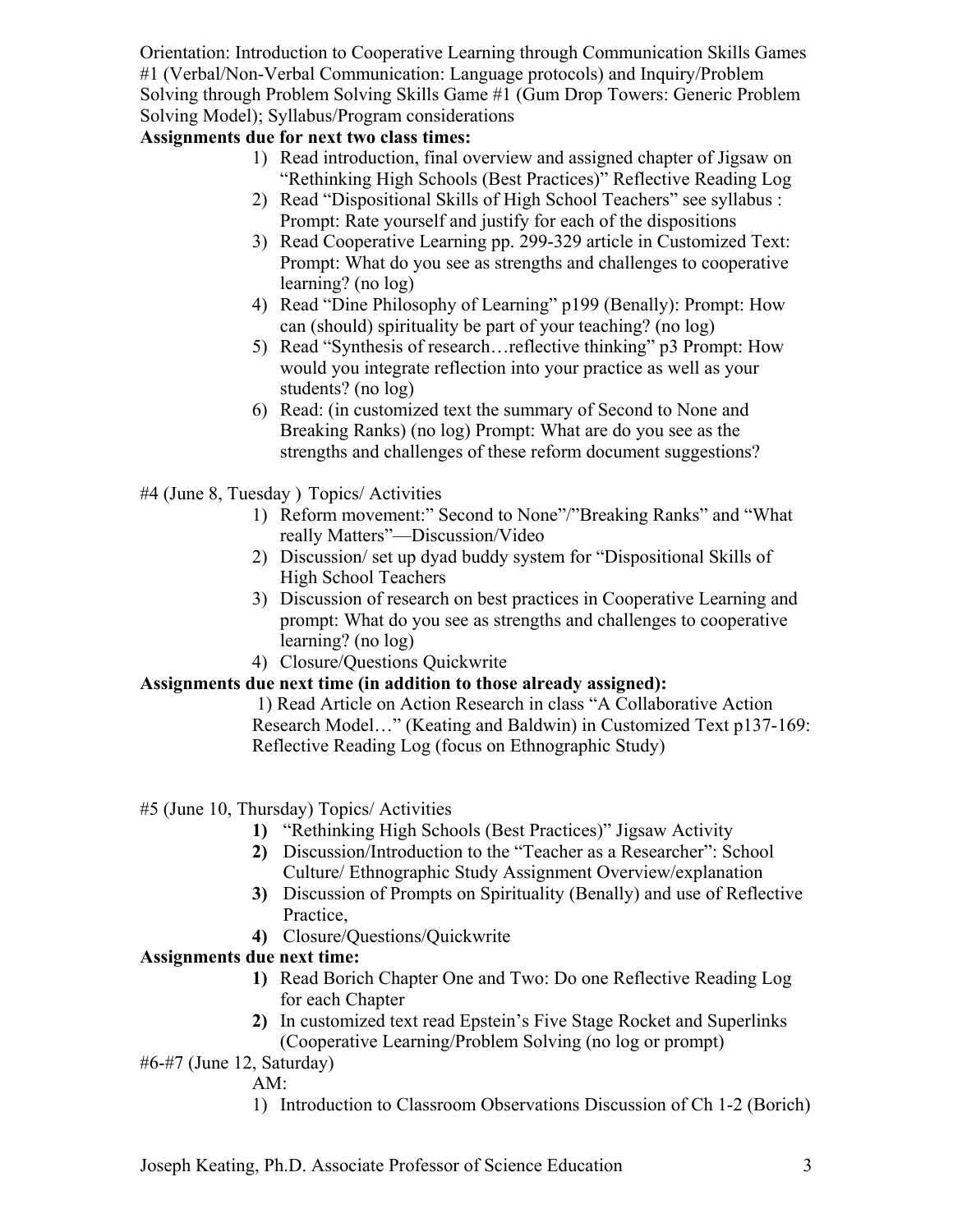Orientation: Introduction to Cooperative Learning through Communication Skills Games #1 (Verbal/Non-Verbal Communication: Language protocols) and Inquiry/Problem Solving through Problem Solving Skills Game #1 (Gum Drop Towers: Generic Problem Solving Model); Syllabus/Program considerations

**Assignments due for next two class times:**

1) Read introduction, final overview and assigned chapter of Jigsaw on "Rethinking High Schools (Best Practices)" Reflective Reading Log
2) Read "Dispositional Skills of High School Teachers" see syllabus : Prompt: Rate yourself and justify for each of the dispositions
3) Read Cooperative Learning pp. 299-329 article in Customized Text: Prompt: What do you see as strengths and challenges to cooperative learning? (no log)
4) Read "Dine Philosophy of Learning" p199 (Benally): Prompt: How can (should) spirituality be part of your teaching? (no log)
5) Read "Synthesis of research…reflective thinking" p3 Prompt: How would you integrate reflection into your practice as well as your students? (no log)
6) Read: (in customized text the summary of Second to None and Breaking Ranks) (no log) Prompt: What are do you see as the strengths and challenges of these reform document suggestions?

#4 (June 8, Tuesday ) Topics/ Activities

1) Reform movement:" Second to None"/"Breaking Ranks" and "What really Matters"—Discussion/Video
2) Discussion/ set up dyad buddy system for "Dispositional Skills of High School Teachers
3) Discussion of research on best practices in Cooperative Learning and prompt: What do you see as strengths and challenges to cooperative learning? (no log)
4) Closure/Questions Quickwrite

**Assignments due next time (in addition to those already assigned):**

1) Read Article on Action Research in class "A Collaborative Action Research Model…" (Keating and Baldwin) in Customized Text p137-169: Reflective Reading Log (focus on Ethnographic Study)

#5 (June 10, Thursday) Topics/ Activities

1) "Rethinking High Schools (Best Practices)" Jigsaw Activity
2) Discussion/Introduction to the "Teacher as a Researcher": School Culture/ Ethnographic Study Assignment Overview/explanation
3) Discussion of Prompts on Spirituality (Benally) and use of Reflective Practice,
4) Closure/Questions/Quickwrite

**Assignments due next time:**

1) Read Borich Chapter One and Two: Do one Reflective Reading Log for each Chapter
2) In customized text read Epstein's Five Stage Rocket and Superlinks (Cooperative Learning/Problem Solving (no log or prompt)

#6-#7 (June 12, Saturday)

AM:

1) Introduction to Classroom Observations Discussion of Ch 1-2 (Borich)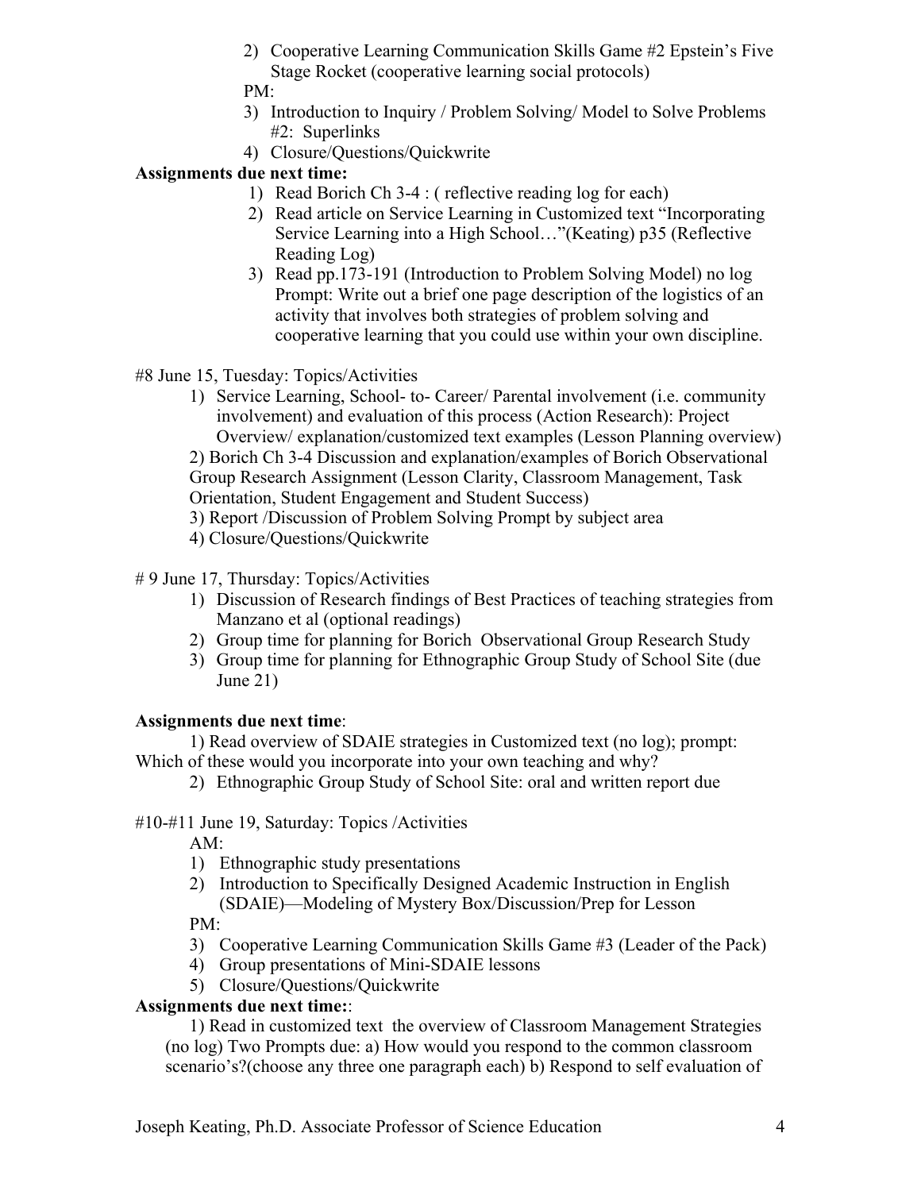2) Cooperative Learning Communication Skills Game #2 Epstein's Five Stage Rocket (cooperative learning social protocols)

PM:

3) Introduction to Inquiry / Problem Solving/ Model to Solve Problems #2: Superlinks
4) Closure/Questions/Quickwrite

**Assignments due next time:**

1) Read Borich Ch 3-4 : ( reflective reading log for each)
2) Read article on Service Learning in Customized text "Incorporating Service Learning into a High School…"(Keating) p35 (Reflective Reading Log)
3) Read pp.173-191 (Introduction to Problem Solving Model) no log Prompt: Write out a brief one page description of the logistics of an activity that involves both strategies of problem solving and cooperative learning that you could use within your own discipline.

#8 June 15, Tuesday: Topics/Activities

1) Service Learning, School- to- Career/ Parental involvement (i.e. community involvement) and evaluation of this process (Action Research): Project Overview/ explanation/customized text examples (Lesson Planning overview)
2) Borich Ch 3-4 Discussion and explanation/examples of Borich Observational Group Research Assignment (Lesson Clarity, Classroom Management, Task Orientation, Student Engagement and Student Success)
3) Report /Discussion of Problem Solving Prompt by subject area
4) Closure/Questions/Quickwrite

# 9 June 17, Thursday: Topics/Activities

1) Discussion of Research findings of Best Practices of teaching strategies from Manzano et al (optional readings)
2) Group time for planning for Borich Observational Group Research Study
3) Group time for planning for Ethnographic Group Study of School Site (due June 21)

**Assignments due next time**:

1) Read overview of SDAIE strategies in Customized text (no log); prompt: Which of these would you incorporate into your own teaching and why?

2) Ethnographic Group Study of School Site: oral and written report due

#10-#11 June 19, Saturday: Topics /Activities

AM:

1) Ethnographic study presentations
2) Introduction to Specifically Designed Academic Instruction in English (SDAIE)—Modeling of Mystery Box/Discussion/Prep for Lesson

PM:

3) Cooperative Learning Communication Skills Game #3 (Leader of the Pack)
4) Group presentations of Mini-SDAIE lessons
5) Closure/Questions/Quickwrite

**Assignments due next time:**:

1) Read in customized text the overview of Classroom Management Strategies (no log) Two Prompts due: a) How would you respond to the common classroom scenario's?(choose any three one paragraph each) b) Respond to self evaluation of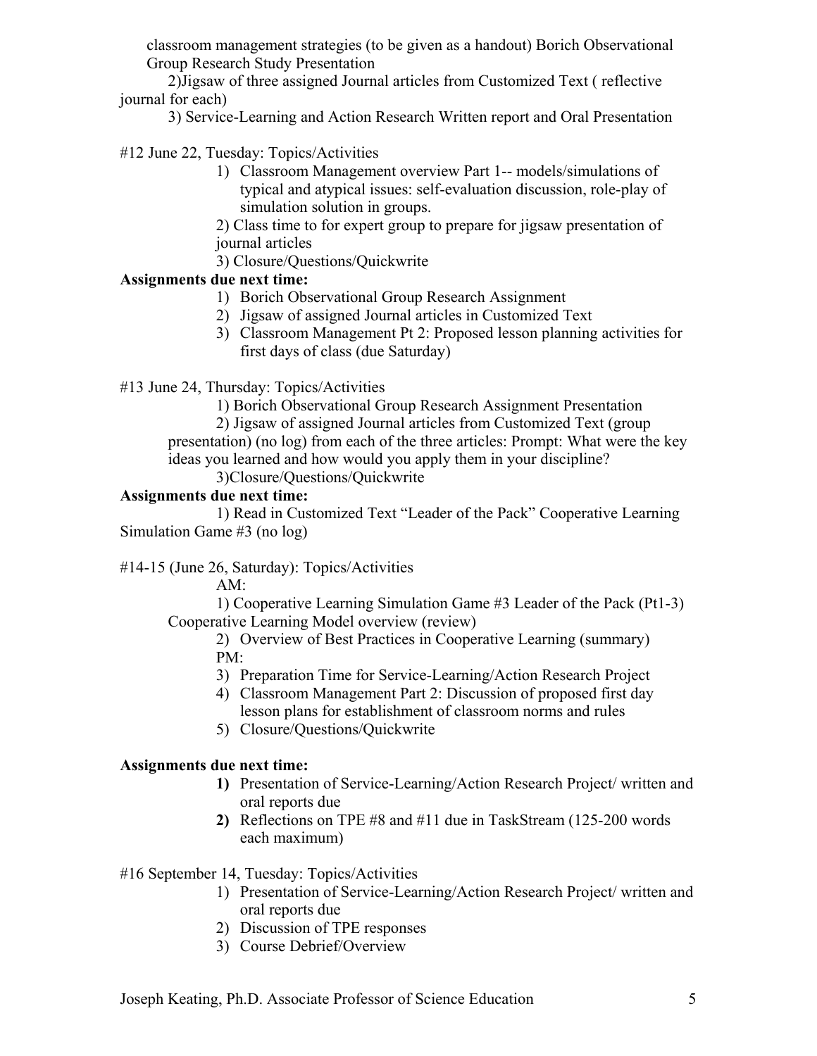classroom management strategies (to be given as a handout) Borich Observational Group Research Study Presentation

2)Jigsaw of three assigned Journal articles from Customized Text ( reflective journal for each)

3) Service-Learning and Action Research Written report and Oral Presentation

#12 June 22, Tuesday: Topics/Activities

1) Classroom Management overview Part 1-- models/simulations of typical and atypical issues: self-evaluation discussion, role-play of simulation solution in groups.
2) Class time to for expert group to prepare for jigsaw presentation of journal articles
3) Closure/Questions/Quickwrite

**Assignments due next time:**

1) Borich Observational Group Research Assignment
2) Jigsaw of assigned Journal articles in Customized Text
3) Classroom Management Pt 2: Proposed lesson planning activities for first days of class (due Saturday)

#13 June 24, Thursday: Topics/Activities

1) Borich Observational Group Research Assignment Presentation

2) Jigsaw of assigned Journal articles from Customized Text (group presentation) (no log) from each of the three articles: Prompt: What were the key ideas you learned and how would you apply them in your discipline?

3)Closure/Questions/Quickwrite

**Assignments due next time:**

1) Read in Customized Text "Leader of the Pack" Cooperative Learning Simulation Game #3 (no log)

#14-15 (June 26, Saturday): Topics/Activities

AM:

1) Cooperative Learning Simulation Game #3 Leader of the Pack (Pt1-3) Cooperative Learning Model overview (review)

2) Overview of Best Practices in Cooperative Learning (summary)

PM:

3) Preparation Time for Service-Learning/Action Research Project
4) Classroom Management Part 2: Discussion of proposed first day lesson plans for establishment of classroom norms and rules
5) Closure/Questions/Quickwrite

**Assignments due next time:**

1) Presentation of Service-Learning/Action Research Project/ written and oral reports due
2) Reflections on TPE #8 and #11 due in TaskStream (125-200 words each maximum)

#16 September 14, Tuesday: Topics/Activities

1) Presentation of Service-Learning/Action Research Project/ written and oral reports due
2) Discussion of TPE responses
3) Course Debrief/Overview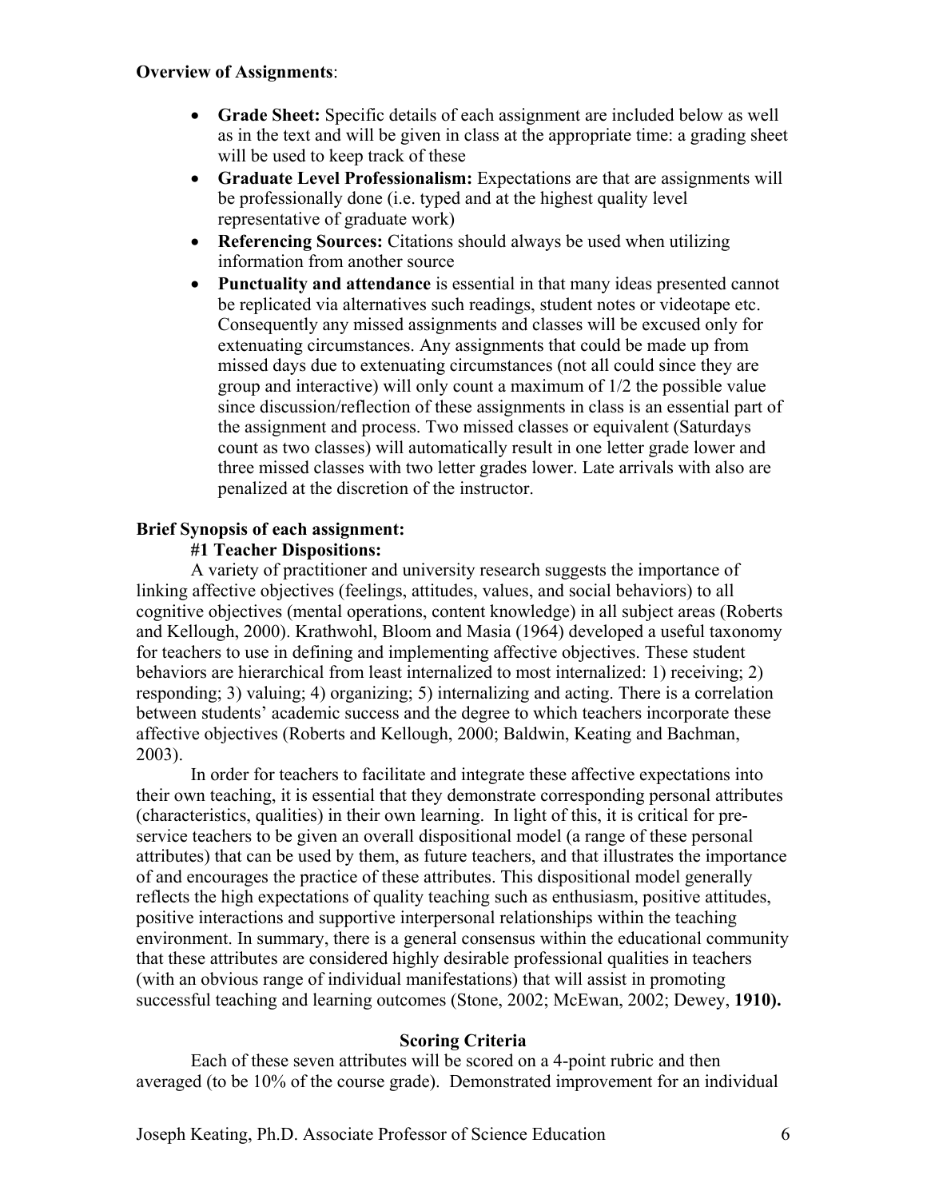**Overview of Assignments**:

- **Grade Sheet:** Specific details of each assignment are included below as well as in the text and will be given in class at the appropriate time: a grading sheet will be used to keep track of these
- **Graduate Level Professionalism:** Expectations are that are assignments will be professionally done (i.e. typed and at the highest quality level representative of graduate work)
- **Referencing Sources:** Citations should always be used when utilizing information from another source
- **Punctuality and attendance** is essential in that many ideas presented cannot be replicated via alternatives such readings, student notes or videotape etc. Consequently any missed assignments and classes will be excused only for extenuating circumstances. Any assignments that could be made up from missed days due to extenuating circumstances (not all could since they are group and interactive) will only count a maximum of 1/2 the possible value since discussion/reflection of these assignments in class is an essential part of the assignment and process. Two missed classes or equivalent (Saturdays count as two classes) will automatically result in one letter grade lower and three missed classes with two letter grades lower. Late arrivals with also are penalized at the discretion of the instructor.

**Brief Synopsis of each assignment:**

**#1 Teacher Dispositions:**

A variety of practitioner and university research suggests the importance of linking affective objectives (feelings, attitudes, values, and social behaviors) to all cognitive objectives (mental operations, content knowledge) in all subject areas (Roberts and Kellough, 2000). Krathwohl, Bloom and Masia (1964) developed a useful taxonomy for teachers to use in defining and implementing affective objectives. These student behaviors are hierarchical from least internalized to most internalized: 1) receiving; 2) responding; 3) valuing; 4) organizing; 5) internalizing and acting. There is a correlation between students' academic success and the degree to which teachers incorporate these affective objectives (Roberts and Kellough, 2000; Baldwin, Keating and Bachman, 2003).

In order for teachers to facilitate and integrate these affective expectations into their own teaching, it is essential that they demonstrate corresponding personal attributes (characteristics, qualities) in their own learning. In light of this, it is critical for pre-service teachers to be given an overall dispositional model (a range of these personal attributes) that can be used by them, as future teachers, and that illustrates the importance of and encourages the practice of these attributes. This dispositional model generally reflects the high expectations of quality teaching such as enthusiasm, positive attitudes, positive interactions and supportive interpersonal relationships within the teaching environment. In summary, there is a general consensus within the educational community that these attributes are considered highly desirable professional qualities in teachers (with an obvious range of individual manifestations) that will assist in promoting successful teaching and learning outcomes (Stone, 2002; McEwan, 2002; Dewey, **1910).**

**Scoring Criteria**

Each of these seven attributes will be scored on a 4-point rubric and then averaged (to be 10% of the course grade). Demonstrated improvement for an individual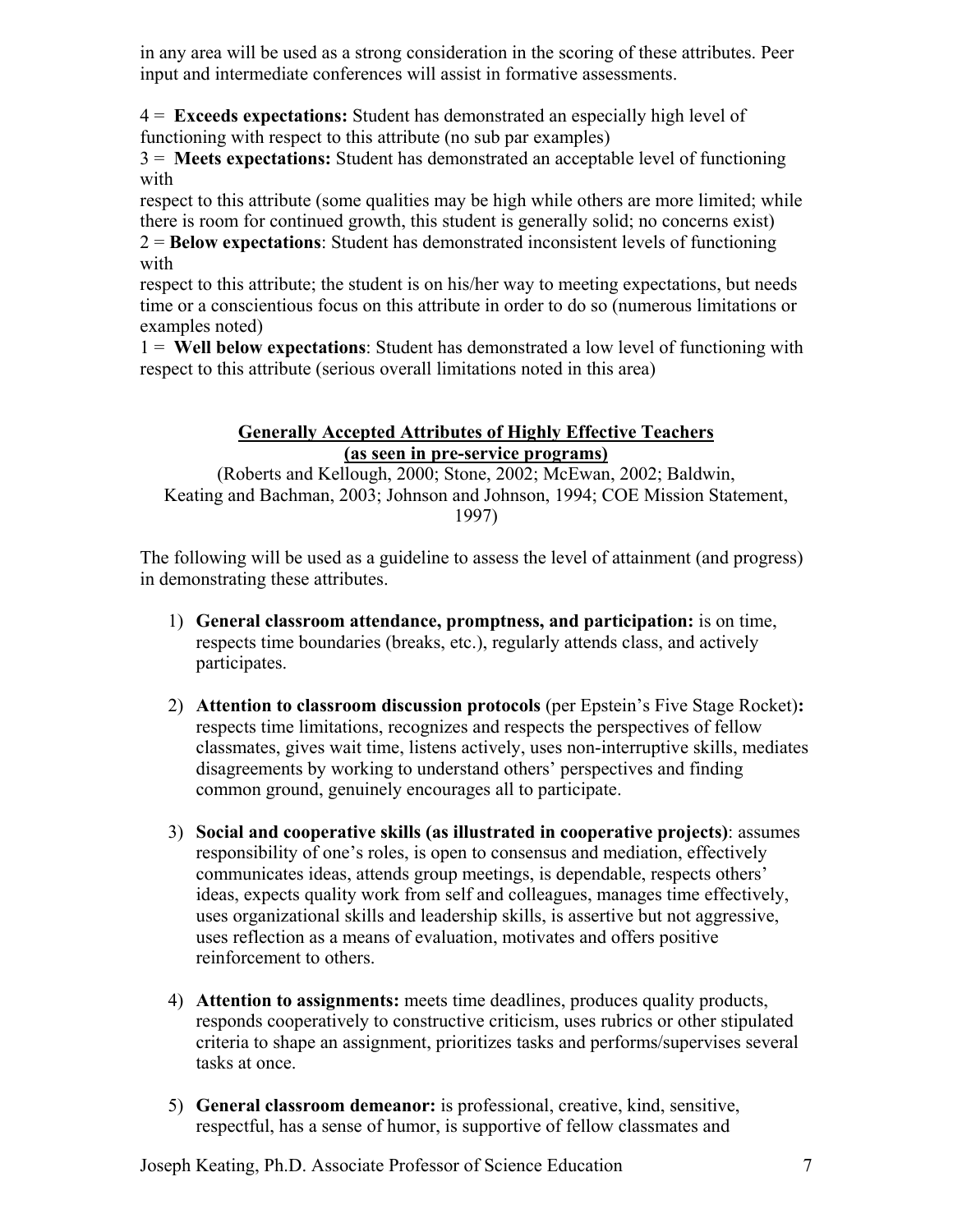in any area will be used as a strong consideration in the scoring of these attributes. Peer input and intermediate conferences will assist in formative assessments.

4 = **Exceeds expectations:** Student has demonstrated an especially high level of functioning with respect to this attribute (no sub par examples)
3 = **Meets expectations:** Student has demonstrated an acceptable level of functioning with
respect to this attribute (some qualities may be high while others are more limited; while there is room for continued growth, this student is generally solid; no concerns exist)
2 = **Below expectations**: Student has demonstrated inconsistent levels of functioning with
respect to this attribute; the student is on his/her way to meeting expectations, but needs time or a conscientious focus on this attribute in order to do so (numerous limitations or examples noted)
1 = **Well below expectations**: Student has demonstrated a low level of functioning with respect to this attribute (serious overall limitations noted in this area)

## Generally Accepted Attributes of Highly Effective Teachers (as seen in pre-service programs)

(Roberts and Kellough, 2000; Stone, 2002; McEwan, 2002; Baldwin, Keating and Bachman, 2003; Johnson and Johnson, 1994; COE Mission Statement, 1997)

The following will be used as a guideline to assess the level of attainment (and progress) in demonstrating these attributes.

1) **General classroom attendance, promptness, and participation:** is on time, respects time boundaries (breaks, etc.), regularly attends class, and actively participates.

2) **Attention to classroom discussion protocols** (per Epstein's Five Stage Rocket)**:** respects time limitations, recognizes and respects the perspectives of fellow classmates, gives wait time, listens actively, uses non-interruptive skills, mediates disagreements by working to understand others' perspectives and finding common ground, genuinely encourages all to participate.

3) **Social and cooperative skills (as illustrated in cooperative projects)**: assumes responsibility of one's roles, is open to consensus and mediation, effectively communicates ideas, attends group meetings, is dependable, respects others' ideas, expects quality work from self and colleagues, manages time effectively, uses organizational skills and leadership skills, is assertive but not aggressive, uses reflection as a means of evaluation, motivates and offers positive reinforcement to others.

4) **Attention to assignments:** meets time deadlines, produces quality products, responds cooperatively to constructive criticism, uses rubrics or other stipulated criteria to shape an assignment, prioritizes tasks and performs/supervises several tasks at once.

5) **General classroom demeanor:** is professional, creative, kind, sensitive, respectful, has a sense of humor, is supportive of fellow classmates and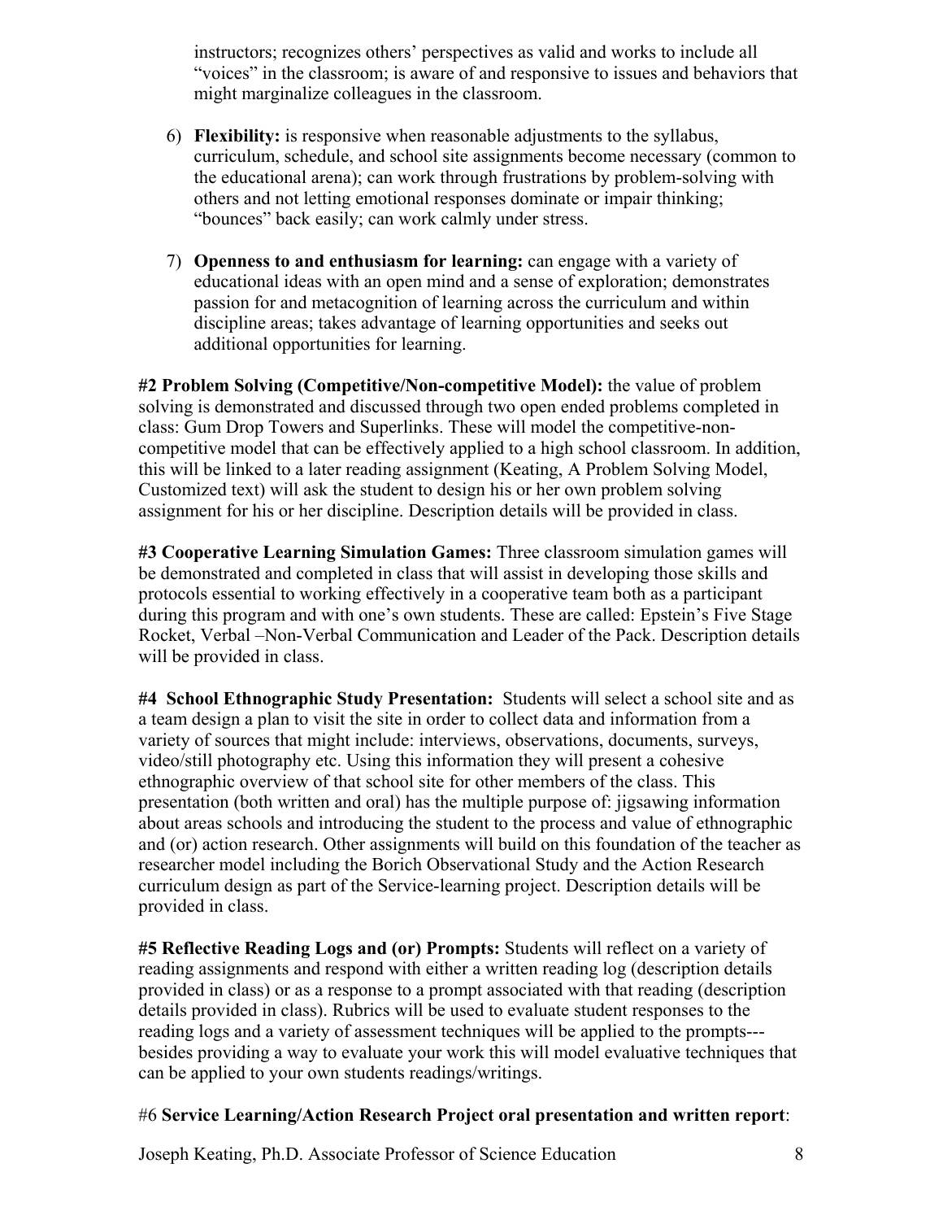instructors; recognizes others' perspectives as valid and works to include all "voices" in the classroom; is aware of and responsive to issues and behaviors that might marginalize colleagues in the classroom.

6) **Flexibility:** is responsive when reasonable adjustments to the syllabus, curriculum, schedule, and school site assignments become necessary (common to the educational arena); can work through frustrations by problem-solving with others and not letting emotional responses dominate or impair thinking; "bounces" back easily; can work calmly under stress.

7) **Openness to and enthusiasm for learning:** can engage with a variety of educational ideas with an open mind and a sense of exploration; demonstrates passion for and metacognition of learning across the curriculum and within discipline areas; takes advantage of learning opportunities and seeks out additional opportunities for learning.

**#2 Problem Solving (Competitive/Non-competitive Model):** the value of problem solving is demonstrated and discussed through two open ended problems completed in class: Gum Drop Towers and Superlinks. These will model the competitive-non-competitive model that can be effectively applied to a high school classroom. In addition, this will be linked to a later reading assignment (Keating, A Problem Solving Model, Customized text) will ask the student to design his or her own problem solving assignment for his or her discipline. Description details will be provided in class.

**#3 Cooperative Learning Simulation Games:** Three classroom simulation games will be demonstrated and completed in class that will assist in developing those skills and protocols essential to working effectively in a cooperative team both as a participant during this program and with one's own students. These are called: Epstein's Five Stage Rocket, Verbal –Non-Verbal Communication and Leader of the Pack. Description details will be provided in class.

**#4 School Ethnographic Study Presentation:** Students will select a school site and as a team design a plan to visit the site in order to collect data and information from a variety of sources that might include: interviews, observations, documents, surveys, video/still photography etc. Using this information they will present a cohesive ethnographic overview of that school site for other members of the class. This presentation (both written and oral) has the multiple purpose of: jigsawing information about areas schools and introducing the student to the process and value of ethnographic and (or) action research. Other assignments will build on this foundation of the teacher as researcher model including the Borich Observational Study and the Action Research curriculum design as part of the Service-learning project. Description details will be provided in class.

**#5 Reflective Reading Logs and (or) Prompts:** Students will reflect on a variety of reading assignments and respond with either a written reading log (description details provided in class) or as a response to a prompt associated with that reading (description details provided in class). Rubrics will be used to evaluate student responses to the reading logs and a variety of assessment techniques will be applied to the prompts---besides providing a way to evaluate your work this will model evaluative techniques that can be applied to your own students readings/writings.

#6 **Service Learning/Action Research Project oral presentation and written report**: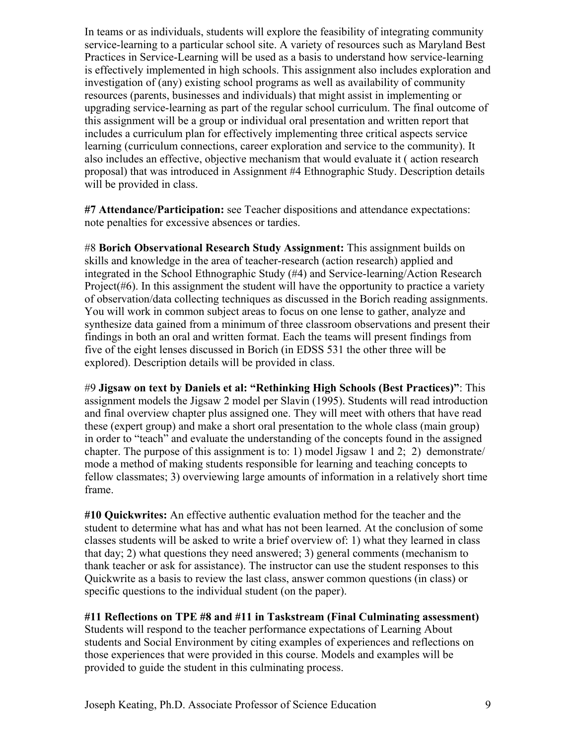In teams or as individuals, students will explore the feasibility of integrating community service-learning to a particular school site. A variety of resources such as Maryland Best Practices in Service-Learning will be used as a basis to understand how service-learning is effectively implemented in high schools. This assignment also includes exploration and investigation of (any) existing school programs as well as availability of community resources (parents, businesses and individuals) that might assist in implementing or upgrading service-learning as part of the regular school curriculum. The final outcome of this assignment will be a group or individual oral presentation and written report that includes a curriculum plan for effectively implementing three critical aspects service learning (curriculum connections, career exploration and service to the community). It also includes an effective, objective mechanism that would evaluate it ( action research proposal) that was introduced in Assignment #4 Ethnographic Study. Description details will be provided in class.

**#7 Attendance/Participation:** see Teacher dispositions and attendance expectations: note penalties for excessive absences or tardies.

#8 **Borich Observational Research Study Assignment:** This assignment builds on skills and knowledge in the area of teacher-research (action research) applied and integrated in the School Ethnographic Study (#4) and Service-learning/Action Research Project(#6). In this assignment the student will have the opportunity to practice a variety of observation/data collecting techniques as discussed in the Borich reading assignments. You will work in common subject areas to focus on one lense to gather, analyze and synthesize data gained from a minimum of three classroom observations and present their findings in both an oral and written format. Each the teams will present findings from five of the eight lenses discussed in Borich (in EDSS 531 the other three will be explored). Description details will be provided in class.

#9 **Jigsaw on text by Daniels et al: "Rethinking High Schools (Best Practices)"**: This assignment models the Jigsaw 2 model per Slavin (1995). Students will read introduction and final overview chapter plus assigned one. They will meet with others that have read these (expert group) and make a short oral presentation to the whole class (main group) in order to "teach" and evaluate the understanding of the concepts found in the assigned chapter. The purpose of this assignment is to: 1) model Jigsaw 1 and 2; 2) demonstrate/ mode a method of making students responsible for learning and teaching concepts to fellow classmates; 3) overviewing large amounts of information in a relatively short time frame.

**#10 Quickwrites:** An effective authentic evaluation method for the teacher and the student to determine what has and what has not been learned. At the conclusion of some classes students will be asked to write a brief overview of: 1) what they learned in class that day; 2) what questions they need answered; 3) general comments (mechanism to thank teacher or ask for assistance). The instructor can use the student responses to this Quickwrite as a basis to review the last class, answer common questions (in class) or specific questions to the individual student (on the paper).

**#11 Reflections on TPE #8 and #11 in Taskstream (Final Culminating assessment)**
Students will respond to the teacher performance expectations of Learning About students and Social Environment by citing examples of experiences and reflections on those experiences that were provided in this course. Models and examples will be provided to guide the student in this culminating process.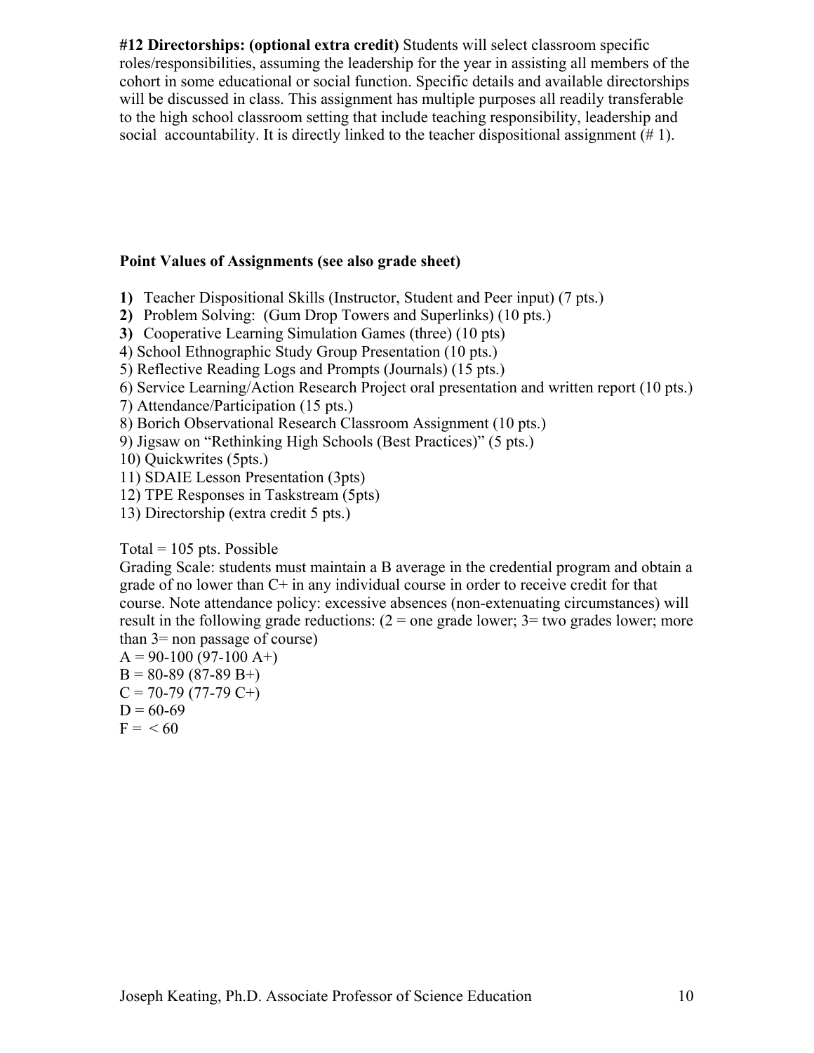**#12 Directorships: (optional extra credit)** Students will select classroom specific roles/responsibilities, assuming the leadership for the year in assisting all members of the cohort in some educational or social function. Specific details and available directorships will be discussed in class. This assignment has multiple purposes all readily transferable to the high school classroom setting that include teaching responsibility, leadership and social accountability. It is directly linked to the teacher dispositional assignment (# 1).

**Point Values of Assignments (see also grade sheet)**

**1)** Teacher Dispositional Skills (Instructor, Student and Peer input) (7 pts.)
**2)** Problem Solving: (Gum Drop Towers and Superlinks) (10 pts.)
**3)** Cooperative Learning Simulation Games (three) (10 pts)
4) School Ethnographic Study Group Presentation (10 pts.)
5) Reflective Reading Logs and Prompts (Journals) (15 pts.)
6) Service Learning/Action Research Project oral presentation and written report (10 pts.)
7) Attendance/Participation (15 pts.)
8) Borich Observational Research Classroom Assignment (10 pts.)
9) Jigsaw on "Rethinking High Schools (Best Practices)" (5 pts.)
10) Quickwrites (5pts.)
11) SDAIE Lesson Presentation (3pts)
12) TPE Responses in Taskstream (5pts)
13) Directorship (extra credit 5 pts.)

Total = 105 pts. Possible
Grading Scale: students must maintain a B average in the credential program and obtain a grade of no lower than C+ in any individual course in order to receive credit for that course. Note attendance policy: excessive absences (non-extenuating circumstances) will result in the following grade reductions: (2 = one grade lower; 3= two grades lower; more than 3= non passage of course)
A = 90-100 (97-100 A+)
B = 80-89 (87-89 B+)
C = 70-79 (77-79 C+)
D = 60-69
F = < 60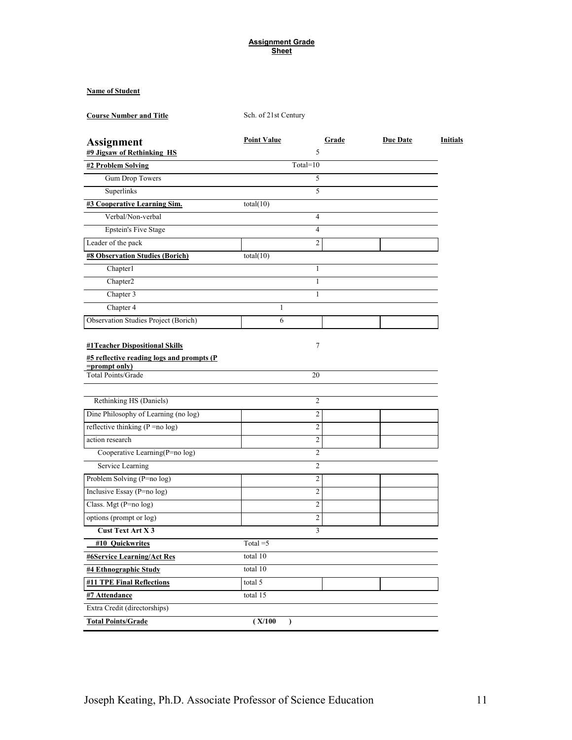**Assignment Grade Sheet**

**Name of Student**

**Course Number and Title** Sch. of 21st Century

| Assignment | Point Value | Grade | Due Date | Initials |
|---|---|---|---|---|
| **#9 Jigsaw of Rethinking HS** | 5 | | | |
| **#2 Problem Solving** | Total=10 | | | |
| Gum Drop Towers | 5 | | | |
| Superlinks | 5 | | | |
| **#3 Cooperative Learning Sim.** | total(10) | | | |
| Verbal/Non-verbal | 4 | | | |
| Epstein's Five Stage | 4 | | | |
| Leader of the pack | 2 | | | |
| **#8 Observation Studies (Borich)** | total(10) | | | |
| Chapter1 | 1 | | | |
| Chapter2 | 1 | | | |
| Chapter 3 | 1 | | | |
| Chapter 4 | 1 | | | |
| Observation Studies Project (Borich) | 6 | | | |
| **#1Teacher Dispositional Skills** | 7 | | | |
| **#5 reflective reading logs and prompts (P =prompt only)** | | | | |
| Total Points/Grade | 20 | | | |
| Rethinking HS (Daniels) | 2 | | | |
| Dine Philosophy of Learning (no log) | 2 | | | |
| reflective thinking (P =no log) | 2 | | | |
| action research | 2 | | | |
| Cooperative Learning(P=no log) | 2 | | | |
| Service Learning | 2 | | | |
| Problem Solving (P=no log) | 2 | | | |
| Inclusive Essay (P=no log) | 2 | | | |
| Class. Mgt (P=no log) | 2 | | | |
| options (prompt or log) | 2 | | | |
| **Cust Text Art X 3** | 3 | | | |
| **#10 Quickwrites** | Total =5 | | | |
| **#6Service Learning/Act Res** | total 10 | | | |
| **#4 Ethnographic Study** | total 10 | | | |
| **#11 TPE Final Reflections** | total 5 | | | |
| **#7 Attendance** | total 15 | | | |
| Extra Credit (directorships) | | | | |
| **Total Points/Grade** | **( X/100 )** | | | |

Joseph Keating, Ph.D. Associate Professor of Science Education